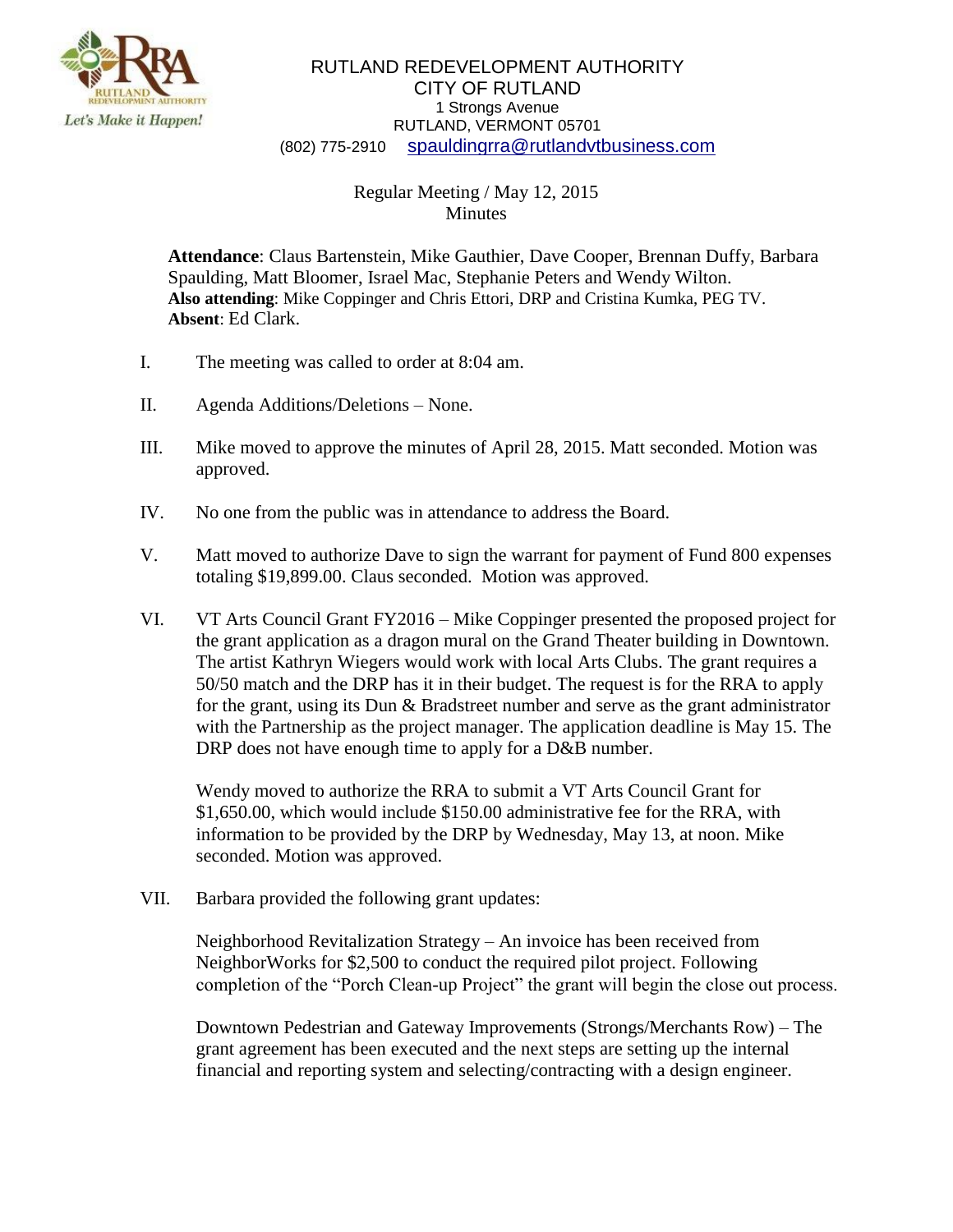RUTLAND REDEVELOPMENT AUTHORITY
CITY OF RUTLAND
1 Strongs Avenue
RUTLAND, VERMONT 05701
(802) 775-2910 spauldingrra@rutlandvtbusiness.com

Regular Meeting / May 12, 2015
Minutes

**Attendance**: Claus Bartenstein, Mike Gauthier, Dave Cooper, Brennan Duffy, Barbara Spaulding, Matt Bloomer, Israel Mac, Stephanie Peters and Wendy Wilton.
**Also attending**: Mike Coppinger and Chris Ettori, DRP and Cristina Kumka, PEG TV.
**Absent**: Ed Clark.

I. The meeting was called to order at 8:04 am.

II. Agenda Additions/Deletions – None.

III. Mike moved to approve the minutes of April 28, 2015. Matt seconded. Motion was approved.

IV. No one from the public was in attendance to address the Board.

V. Matt moved to authorize Dave to sign the warrant for payment of Fund 800 expenses totaling $19,899.00. Claus seconded. Motion was approved.

VI. VT Arts Council Grant FY2016 – Mike Coppinger presented the proposed project for the grant application as a dragon mural on the Grand Theater building in Downtown. The artist Kathryn Wiegers would work with local Arts Clubs. The grant requires a 50/50 match and the DRP has it in their budget. The request is for the RRA to apply for the grant, using its Dun & Bradstreet number and serve as the grant administrator with the Partnership as the project manager. The application deadline is May 15. The DRP does not have enough time to apply for a D&B number.

   Wendy moved to authorize the RRA to submit a VT Arts Council Grant for $1,650.00, which would include $150.00 administrative fee for the RRA, with information to be provided by the DRP by Wednesday, May 13, at noon. Mike seconded. Motion was approved.

VII. Barbara provided the following grant updates:

   Neighborhood Revitalization Strategy – An invoice has been received from NeighborWorks for $2,500 to conduct the required pilot project. Following completion of the "Porch Clean-up Project" the grant will begin the close out process.

   Downtown Pedestrian and Gateway Improvements (Strongs/Merchants Row) – The grant agreement has been executed and the next steps are setting up the internal financial and reporting system and selecting/contracting with a design engineer.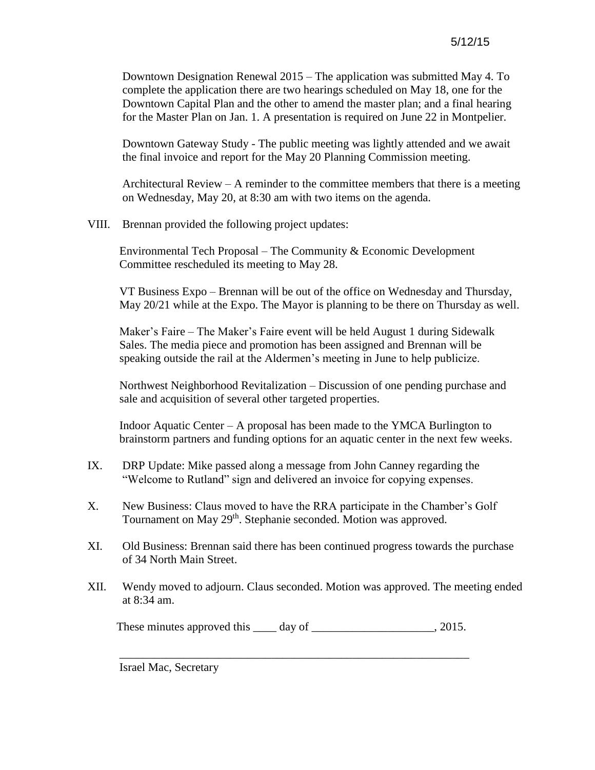Downtown Designation Renewal 2015 – The application was submitted May 4. To complete the application there are two hearings scheduled on May 18, one for the Downtown Capital Plan and the other to amend the master plan; and a final hearing for the Master Plan on Jan. 1. A presentation is required on June 22 in Montpelier.

Downtown Gateway Study - The public meeting was lightly attended and we await the final invoice and report for the May 20 Planning Commission meeting.

Architectural Review – A reminder to the committee members that there is a meeting on Wednesday, May 20, at 8:30 am with two items on the agenda.

VIII. Brennan provided the following project updates:

Environmental Tech Proposal – The Community & Economic Development Committee rescheduled its meeting to May 28.

VT Business Expo – Brennan will be out of the office on Wednesday and Thursday, May 20/21 while at the Expo. The Mayor is planning to be there on Thursday as well.

Maker's Faire – The Maker's Faire event will be held August 1 during Sidewalk Sales. The media piece and promotion has been assigned and Brennan will be speaking outside the rail at the Aldermen's meeting in June to help publicize.

Northwest Neighborhood Revitalization – Discussion of one pending purchase and sale and acquisition of several other targeted properties.

Indoor Aquatic Center – A proposal has been made to the YMCA Burlington to brainstorm partners and funding options for an aquatic center in the next few weeks.

IX. DRP Update: Mike passed along a message from John Canney regarding the "Welcome to Rutland" sign and delivered an invoice for copying expenses.

X. New Business: Claus moved to have the RRA participate in the Chamber's Golf Tournament on May 29th. Stephanie seconded. Motion was approved.

XI. Old Business: Brennan said there has been continued progress towards the purchase of 34 North Main Street.

XII. Wendy moved to adjourn. Claus seconded. Motion was approved. The meeting ended at 8:34 am.

These minutes approved this ____ day of ____________________, 2015.

_______________________________________________________________

Israel Mac, Secretary